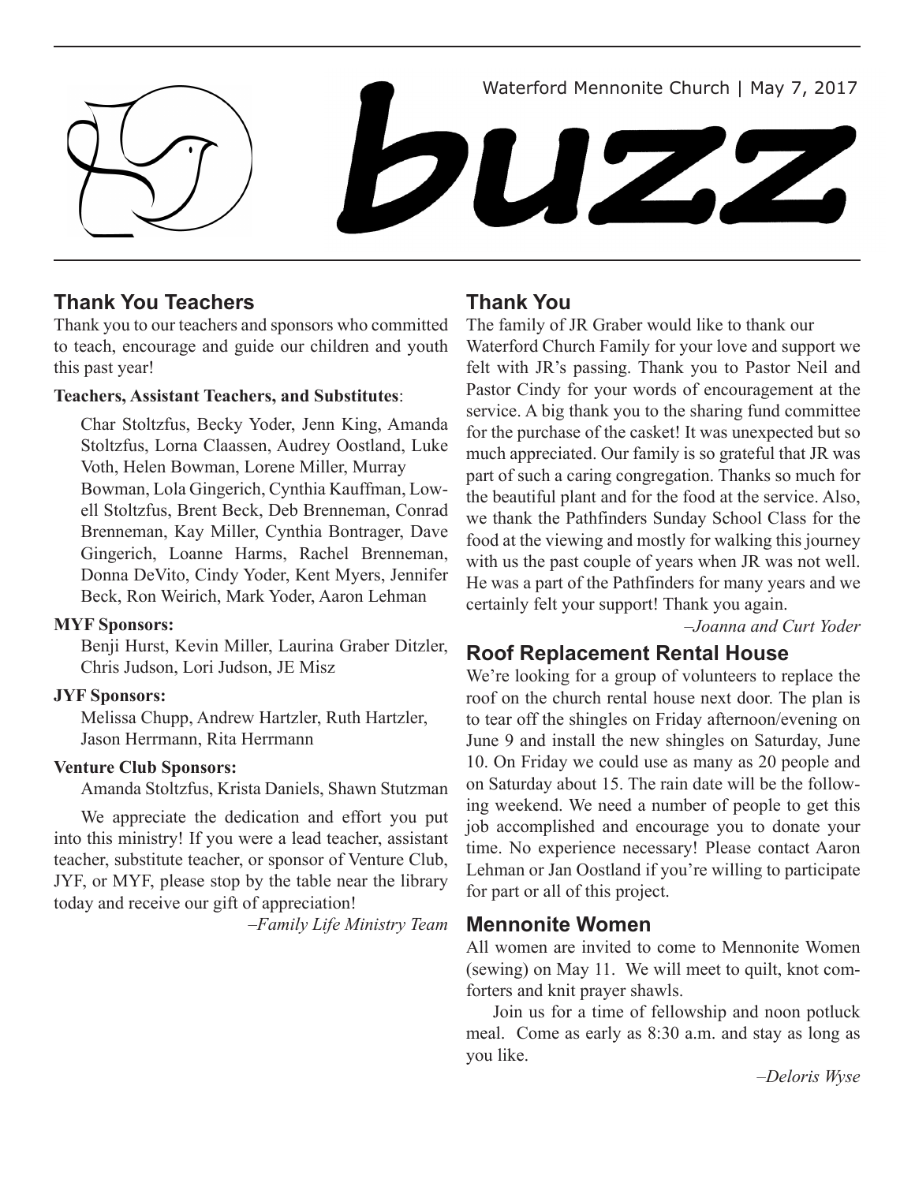Waterford Mennonite Church | May 7, 2017

# buzz

## Thank You Teachers

Thank you to our teachers and sponsors who committed to teach, encourage and guide our children and youth this past year!

**Teachers, Assistant Teachers, and Substitutes**:

Char Stoltzfus, Becky Yoder, Jenn King, Amanda Stoltzfus, Lorna Claassen, Audrey Oostland, Luke Voth, Helen Bowman, Lorene Miller, Murray Bowman, Lola Gingerich, Cynthia Kauffman, Lowell Stoltzfus, Brent Beck, Deb Brenneman, Conrad Brenneman, Kay Miller, Cynthia Bontrager, Dave Gingerich, Loanne Harms, Rachel Brenneman, Donna DeVito, Cindy Yoder, Kent Myers, Jennifer Beck, Ron Weirich, Mark Yoder, Aaron Lehman

**MYF Sponsors:**

Benji Hurst, Kevin Miller, Laurina Graber Ditzler, Chris Judson, Lori Judson, JE Misz

**JYF Sponsors:**

Melissa Chupp, Andrew Hartzler, Ruth Hartzler, Jason Herrmann, Rita Herrmann

**Venture Club Sponsors:**

Amanda Stoltzfus, Krista Daniels, Shawn Stutzman

We appreciate the dedication and effort you put into this ministry! If you were a lead teacher, assistant teacher, substitute teacher, or sponsor of Venture Club, JYF, or MYF, please stop by the table near the library today and receive our gift of appreciation!

*–Family Life Ministry Team*

## Thank You

The family of JR Graber would like to thank our Waterford Church Family for your love and support we felt with JR's passing. Thank you to Pastor Neil and Pastor Cindy for your words of encouragement at the service. A big thank you to the sharing fund committee for the purchase of the casket! It was unexpected but so much appreciated. Our family is so grateful that JR was part of such a caring congregation. Thanks so much for the beautiful plant and for the food at the service. Also, we thank the Pathfinders Sunday School Class for the food at the viewing and mostly for walking this journey with us the past couple of years when JR was not well. He was a part of the Pathfinders for many years and we certainly felt your support! Thank you again.

*–Joanna and Curt Yoder*

## Roof Replacement Rental House

We're looking for a group of volunteers to replace the roof on the church rental house next door. The plan is to tear off the shingles on Friday afternoon/evening on June 9 and install the new shingles on Saturday, June 10. On Friday we could use as many as 20 people and on Saturday about 15. The rain date will be the following weekend. We need a number of people to get this job accomplished and encourage you to donate your time. No experience necessary! Please contact Aaron Lehman or Jan Oostland if you're willing to participate for part or all of this project.

## Mennonite Women

All women are invited to come to Mennonite Women (sewing) on May 11. We will meet to quilt, knot comforters and knit prayer shawls.

Join us for a time of fellowship and noon potluck meal. Come as early as 8:30 a.m. and stay as long as you like.

*–Deloris Wyse*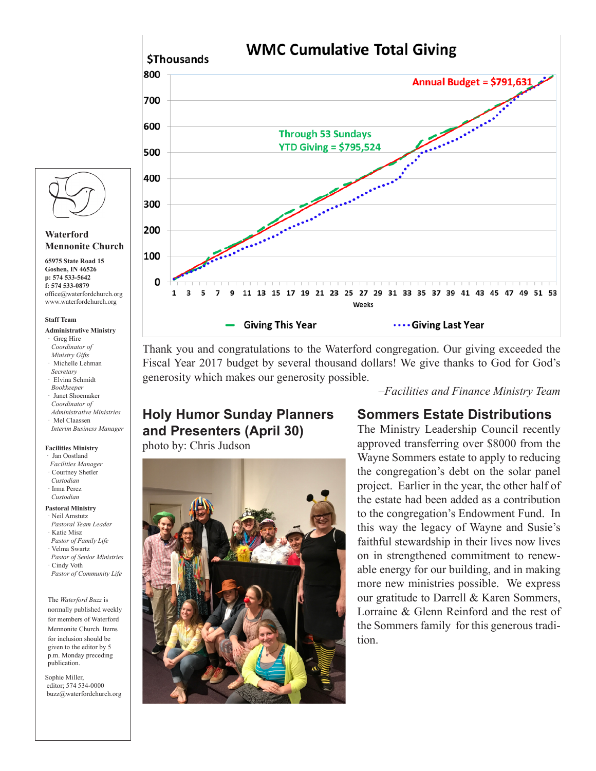## WMC Cumulative Total Giving

$Thousands

800
700
600
500
400
300
200
100
0

1 3 5 7 9 11 13 15 17 19 21 23 25 27 29 31 33 35 37 39 41 43 45 47 49 51 53

Weeks

Annual Budget = $791,631

Through 53 Sundays
YTD Giving = $795,524

Giving This Year
Giving Last Year

Thank you and congratulations to the Waterford congregation. Our giving exceeded the Fiscal Year 2017 budget by several thousand dollars! We give thanks to God for God's generosity which makes our generosity possible.

*–Facilities and Finance Ministry Team*

## Holy Humor Sunday Planners and Presenters (April 30)

photo by: Chris Judson

## Sommers Estate Distributions

The Ministry Leadership Council recently approved transferring over $8000 from the Wayne Sommers estate to apply to reducing the congregation's debt on the solar panel project. Earlier in the year, the other half of the estate had been added as a contribution to the congregation's Endowment Fund. In this way the legacy of Wayne and Susie's faithful stewardship in their lives now lives on in strengthened commitment to renewable energy for our building, and in making more new ministries possible. We express our gratitude to Darrell & Karen Sommers, Lorraine & Glenn Reinford and the rest of the Sommers family for this generous tradition.

---

**Waterford Mennonite Church**

**65975 State Road 15**
**Goshen, IN 46526**
**p: 574 533-5642**
**f: 574 533-0879**
office@waterfordchurch.org
www.waterfordchurch.org

**Staff Team**

**Administrative Ministry**
- Greg Hire
  *Coordinator of Ministry Gifts*
- Michelle Lehman
  *Secretary*
- Elvina Schmidt
  *Bookkeeper*
- Janet Shoemaker
  *Coordinator of Administrative Ministries*
- Mel Claassen
  *Interim Business Manager*

**Facilities Ministry**
- Jan Oostland
  *Facilities Manager*
- Courtney Shetler
  *Custodian*
- Irma Perez
  *Custodian*

**Pastoral Ministry**
- Neil Amstutz
  *Pastoral Team Leader*
- Katie Misz
  *Pastor of Family Life*
- Velma Swartz
  *Pastor of Senior Ministries*
- Cindy Voth
  *Pastor of Community Life*

The *Waterford Buzz* is normally published weekly for members of Waterford Mennonite Church. Items for inclusion should be given to the editor by 5 p.m. Monday preceding publication.

Sophie Miller, editor; 574 534-0000
buzz@waterfordchurch.org